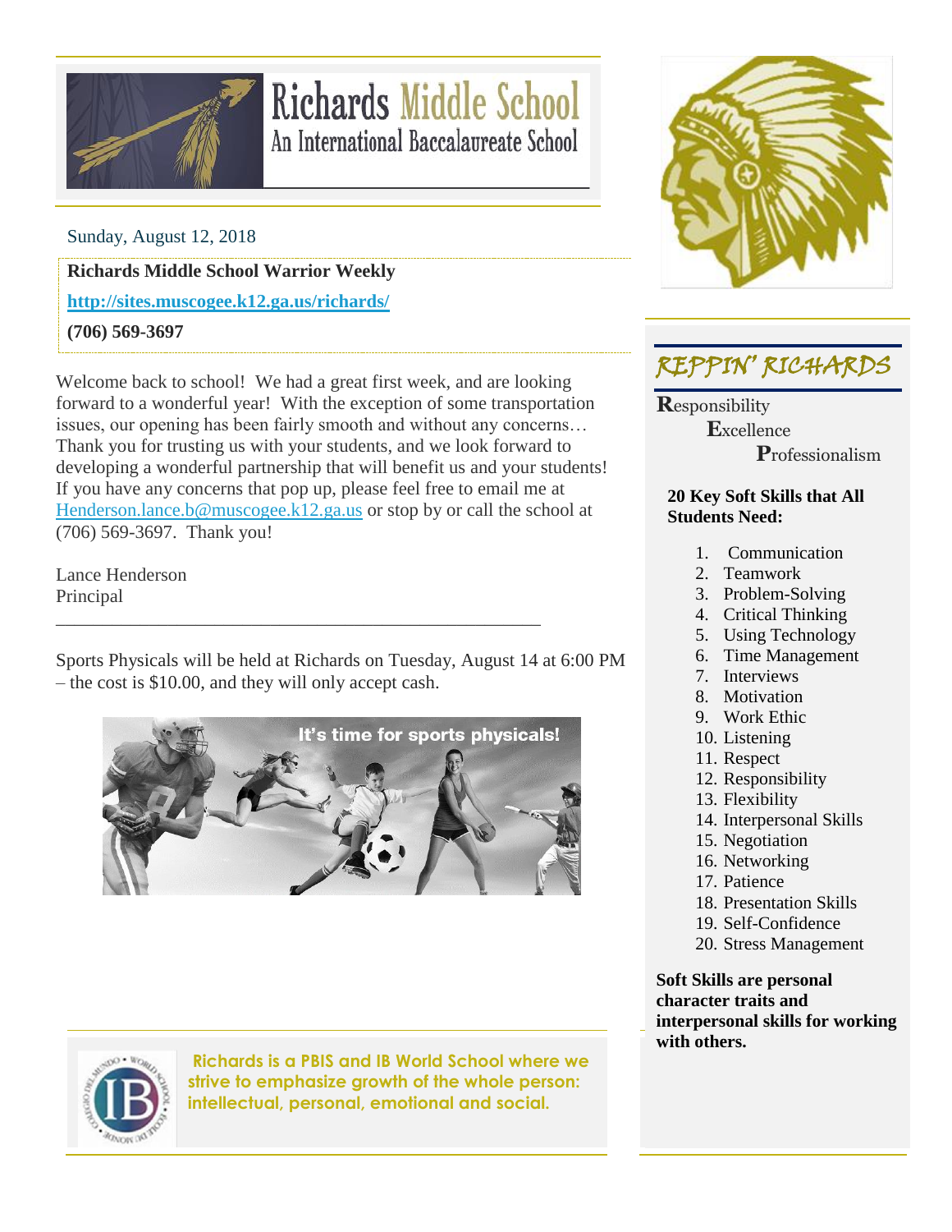# Richards Middle School
## An International Baccalaureate School

Sunday, August 12, 2018

**Richards Middle School Warrior Weekly**

**http://sites.muscogee.k12.ga.us/richards/**

**(706) 569-3697**

Welcome back to school! We had a great first week, and are looking forward to a wonderful year! With the exception of some transportation issues, our opening has been fairly smooth and without any concerns… Thank you for trusting us with your students, and we look forward to developing a wonderful partnership that will benefit us and your students! If you have any concerns that pop up, please feel free to email me at Henderson.lance.b@muscogee.k12.ga.us or stop by or call the school at (706) 569-3697. Thank you!

Lance Henderson
Principal

---

Sports Physicals will be held at Richards on Tuesday, August 14 at 6:00 PM – the cost is $10.00, and they will only accept cash.

It's time for sports physicals!

**Richards is a PBIS and IB World School where we strive to emphasize growth of the whole person: intellectual, personal, emotional and social.**

## REPPIN' RICHARDS

**R**esponsibility
**E**xcellence
**P**rofessionalism

**20 Key Soft Skills that All Students Need:**

1. Communication
2. Teamwork
3. Problem-Solving
4. Critical Thinking
5. Using Technology
6. Time Management
7. Interviews
8. Motivation
9. Work Ethic
10. Listening
11. Respect
12. Responsibility
13. Flexibility
14. Interpersonal Skills
15. Negotiation
16. Networking
17. Patience
18. Presentation Skills
19. Self-Confidence
20. Stress Management

**Soft Skills are personal character traits and interpersonal skills for working with others.**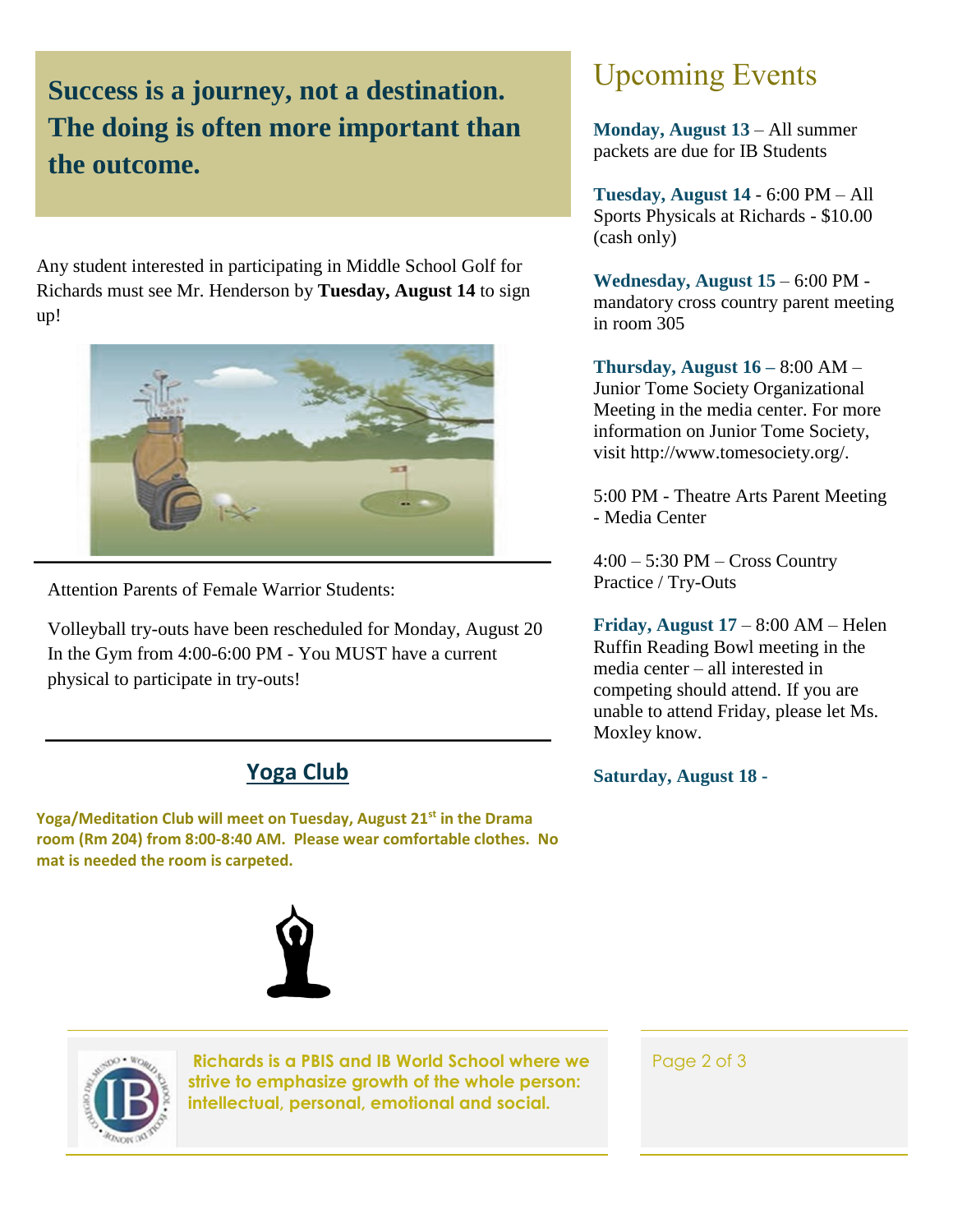**Success is a journey, not a destination. The doing is often more important than the outcome.**

Any student interested in participating in Middle School Golf for Richards must see Mr. Henderson by **Tuesday, August 14** to sign up!

Attention Parents of Female Warrior Students:

Volleyball try-outs have been rescheduled for Monday, August 20 In the Gym from 4:00-6:00 PM - You MUST have a current physical to participate in try-outs!

## Yoga Club

**Yoga/Meditation Club will meet on Tuesday, August 21st in the Drama room (Rm 204) from 8:00-8:40 AM. Please wear comfortable clothes. No mat is needed the room is carpeted.**

# Upcoming Events

**Monday, August 13** – All summer packets are due for IB Students

**Tuesday, August 14** - 6:00 PM – All Sports Physicals at Richards - $10.00 (cash only)

**Wednesday, August 15** – 6:00 PM - mandatory cross country parent meeting in room 305

**Thursday, August 16 –** 8:00 AM – Junior Tome Society Organizational Meeting in the media center. For more information on Junior Tome Society, visit http://www.tomesociety.org/.

5:00 PM - Theatre Arts Parent Meeting - Media Center

4:00 – 5:30 PM – Cross Country Practice / Try-Outs

**Friday, August 17** – 8:00 AM – Helen Ruffin Reading Bowl meeting in the media center – all interested in competing should attend. If you are unable to attend Friday, please let Ms. Moxley know.

**Saturday, August 18 -**

**Richards is a PBIS and IB World School where we strive to emphasize growth of the whole person: intellectual, personal, emotional and social.**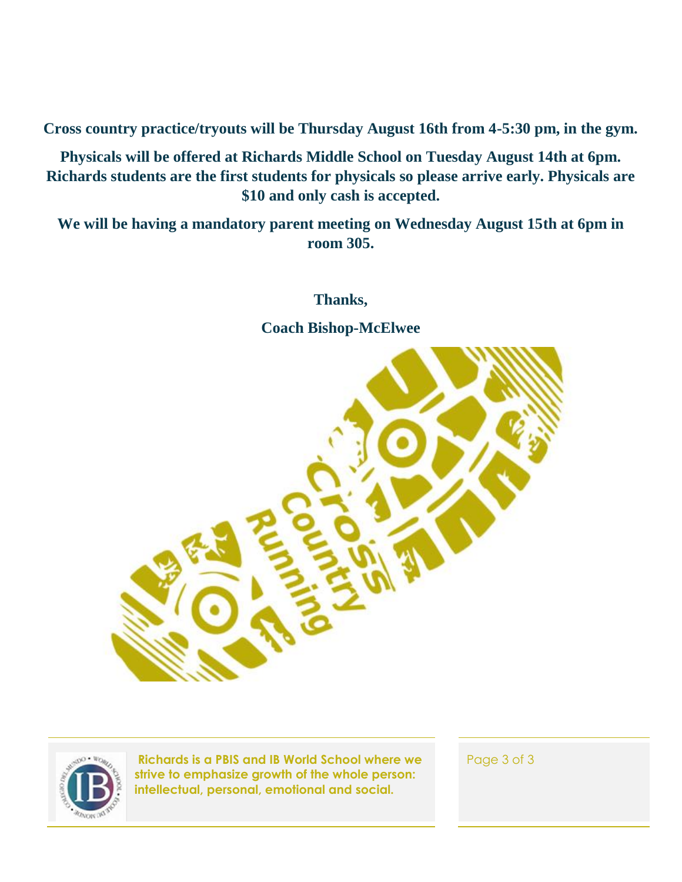**Cross country practice/tryouts will be Thursday August 16th from 4-5:30 pm, in the gym.**

**Physicals will be offered at Richards Middle School on Tuesday August 14th at 6pm. Richards students are the first students for physicals so please arrive early. Physicals are $10 and only cash is accepted.**

**We will be having a mandatory parent meeting on Wednesday August 15th at 6pm in room 305.**

**Thanks,**

**Coach Bishop-McElwee**

Cross Country Running

**Richards is a PBIS and IB World School where we strive to emphasize growth of the whole person: intellectual, personal, emotional and social.**